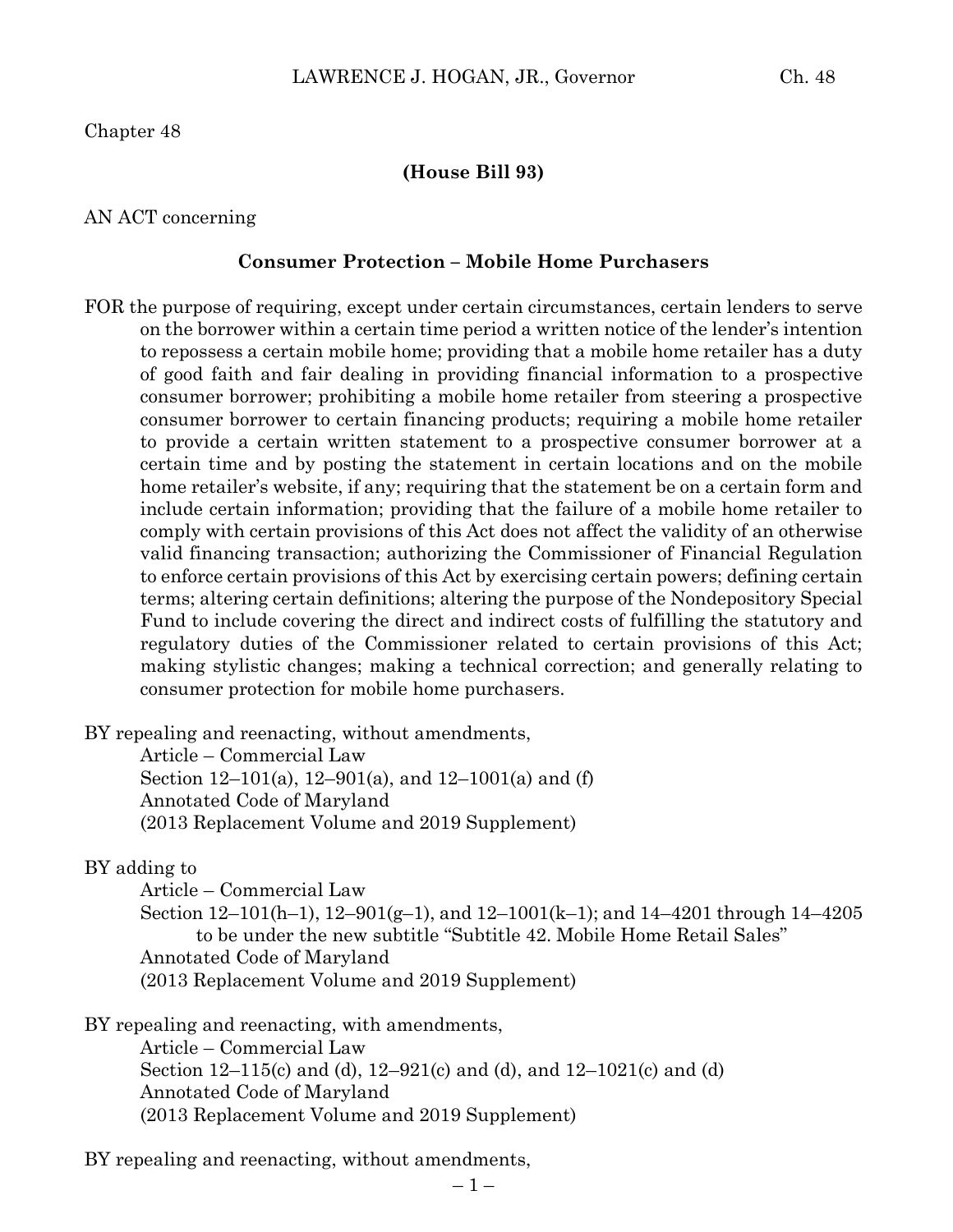Chapter 48

**(House Bill 93)**

AN ACT concerning

**Consumer Protection – Mobile Home Purchasers**

FOR the purpose of requiring, except under certain circumstances, certain lenders to serve on the borrower within a certain time period a written notice of the lender's intention to repossess a certain mobile home; providing that a mobile home retailer has a duty of good faith and fair dealing in providing financial information to a prospective consumer borrower; prohibiting a mobile home retailer from steering a prospective consumer borrower to certain financing products; requiring a mobile home retailer to provide a certain written statement to a prospective consumer borrower at a certain time and by posting the statement in certain locations and on the mobile home retailer's website, if any; requiring that the statement be on a certain form and include certain information; providing that the failure of a mobile home retailer to comply with certain provisions of this Act does not affect the validity of an otherwise valid financing transaction; authorizing the Commissioner of Financial Regulation to enforce certain provisions of this Act by exercising certain powers; defining certain terms; altering certain definitions; altering the purpose of the Nondepository Special Fund to include covering the direct and indirect costs of fulfilling the statutory and regulatory duties of the Commissioner related to certain provisions of this Act; making stylistic changes; making a technical correction; and generally relating to consumer protection for mobile home purchasers.

BY repealing and reenacting, without amendments,
Article – Commercial Law
Section 12–101(a), 12–901(a), and 12–1001(a) and (f)
Annotated Code of Maryland
(2013 Replacement Volume and 2019 Supplement)

BY adding to
Article – Commercial Law
Section 12–101(h–1), 12–901(g–1), and 12–1001(k–1); and 14–4201 through 14–4205 to be under the new subtitle "Subtitle 42. Mobile Home Retail Sales"
Annotated Code of Maryland
(2013 Replacement Volume and 2019 Supplement)

BY repealing and reenacting, with amendments,
Article – Commercial Law
Section 12–115(c) and (d), 12–921(c) and (d), and 12–1021(c) and (d)
Annotated Code of Maryland
(2013 Replacement Volume and 2019 Supplement)

BY repealing and reenacting, without amendments,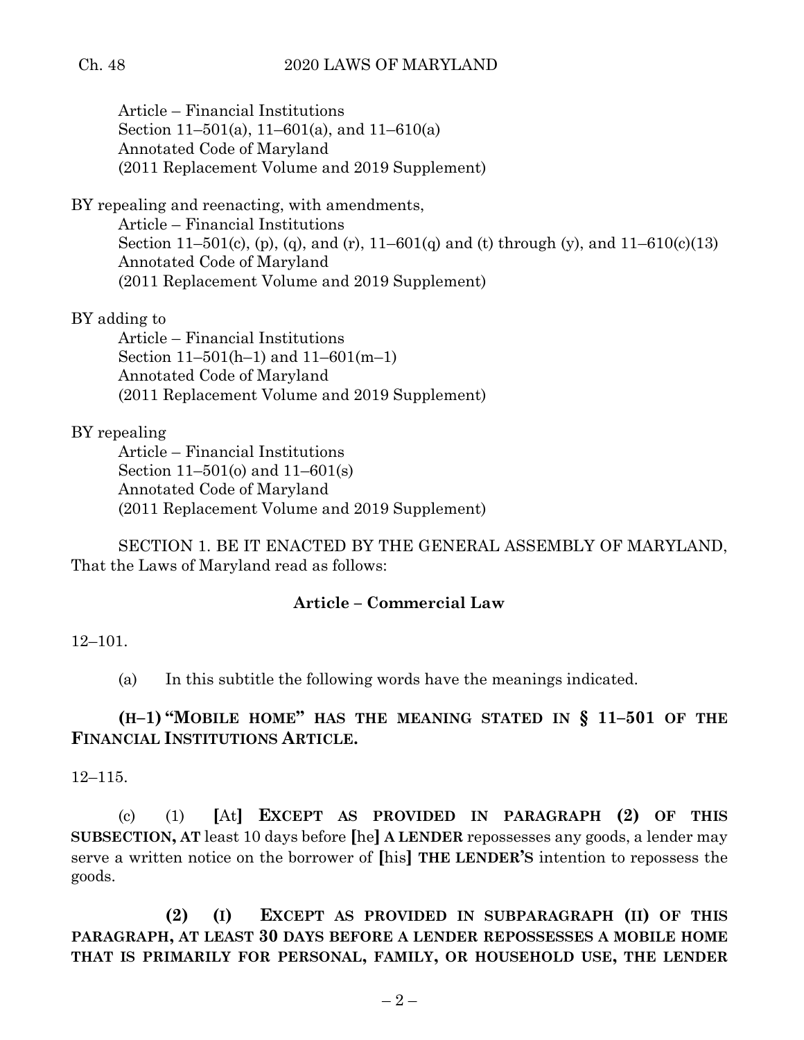Article – Financial Institutions
Section 11–501(a), 11–601(a), and 11–610(a)
Annotated Code of Maryland
(2011 Replacement Volume and 2019 Supplement)

BY repealing and reenacting, with amendments,
Article – Financial Institutions
Section 11–501(c), (p), (q), and (r), 11–601(q) and (t) through (y), and 11–610(c)(13)
Annotated Code of Maryland
(2011 Replacement Volume and 2019 Supplement)

BY adding to
Article – Financial Institutions
Section 11–501(h–1) and 11–601(m–1)
Annotated Code of Maryland
(2011 Replacement Volume and 2019 Supplement)

BY repealing
Article – Financial Institutions
Section 11–501(o) and 11–601(s)
Annotated Code of Maryland
(2011 Replacement Volume and 2019 Supplement)

SECTION 1. BE IT ENACTED BY THE GENERAL ASSEMBLY OF MARYLAND, That the Laws of Maryland read as follows:

**Article – Commercial Law**

12–101.

(a) In this subtitle the following words have the meanings indicated.

**(H–1) "MOBILE HOME" HAS THE MEANING STATED IN § 11–501 OF THE FINANCIAL INSTITUTIONS ARTICLE.**

12–115.

(c) (1) **[**At**]** **EXCEPT AS PROVIDED IN PARAGRAPH (2) OF THIS SUBSECTION, AT** least 10 days before **[**he**]** **A LENDER** repossesses any goods, a lender may serve a written notice on the borrower of **[**his**]** **THE LENDER'S** intention to repossess the goods.

**(2) (I) EXCEPT AS PROVIDED IN SUBPARAGRAPH (II) OF THIS PARAGRAPH, AT LEAST 30 DAYS BEFORE A LENDER REPOSSESSES A MOBILE HOME THAT IS PRIMARILY FOR PERSONAL, FAMILY, OR HOUSEHOLD USE, THE LENDER**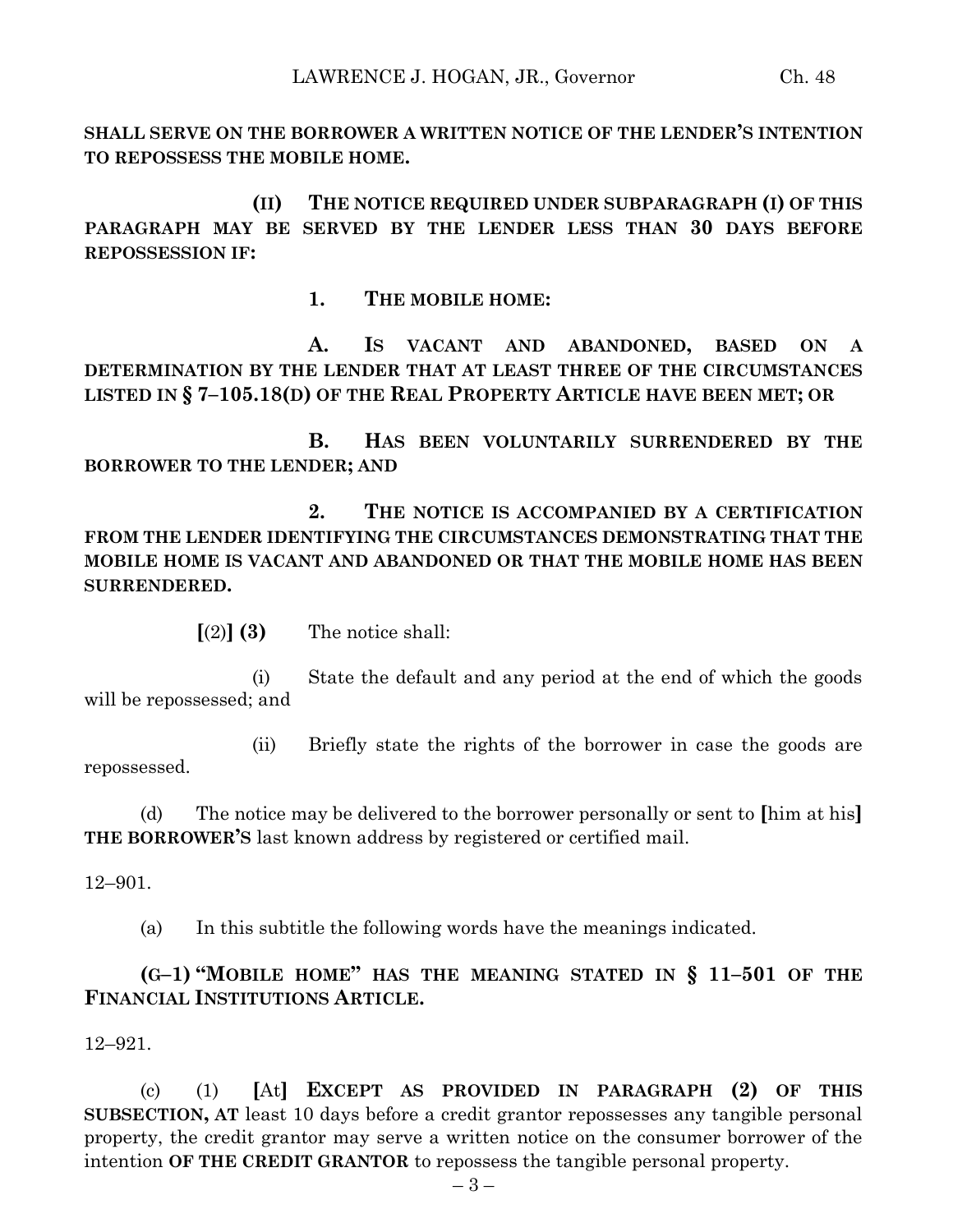**SHALL SERVE ON THE BORROWER A WRITTEN NOTICE OF THE LENDER'S INTENTION TO REPOSSESS THE MOBILE HOME.**

**(II) THE NOTICE REQUIRED UNDER SUBPARAGRAPH (I) OF THIS PARAGRAPH MAY BE SERVED BY THE LENDER LESS THAN 30 DAYS BEFORE REPOSSESSION IF:**

**1. THE MOBILE HOME:**

**A. IS VACANT AND ABANDONED, BASED ON A DETERMINATION BY THE LENDER THAT AT LEAST THREE OF THE CIRCUMSTANCES LISTED IN § 7–105.18(D) OF THE REAL PROPERTY ARTICLE HAVE BEEN MET; OR**

**B. HAS BEEN VOLUNTARILY SURRENDERED BY THE BORROWER TO THE LENDER; AND**

**2. THE NOTICE IS ACCOMPANIED BY A CERTIFICATION FROM THE LENDER IDENTIFYING THE CIRCUMSTANCES DEMONSTRATING THAT THE MOBILE HOME IS VACANT AND ABANDONED OR THAT THE MOBILE HOME HAS BEEN SURRENDERED.**

**[**(2)**] (3)** The notice shall:

(i) State the default and any period at the end of which the goods will be repossessed; and

(ii) Briefly state the rights of the borrower in case the goods are repossessed.

(d) The notice may be delivered to the borrower personally or sent to **[**him at his**]** **THE BORROWER'S** last known address by registered or certified mail.

12–901.

(a) In this subtitle the following words have the meanings indicated.

**(G–1) "MOBILE HOME" HAS THE MEANING STATED IN § 11–501 OF THE FINANCIAL INSTITUTIONS ARTICLE.**

12–921.

(c) (1) **[**At**]** **EXCEPT AS PROVIDED IN PARAGRAPH (2) OF THIS SUBSECTION, AT** least 10 days before a credit grantor repossesses any tangible personal property, the credit grantor may serve a written notice on the consumer borrower of the intention **OF THE CREDIT GRANTOR** to repossess the tangible personal property.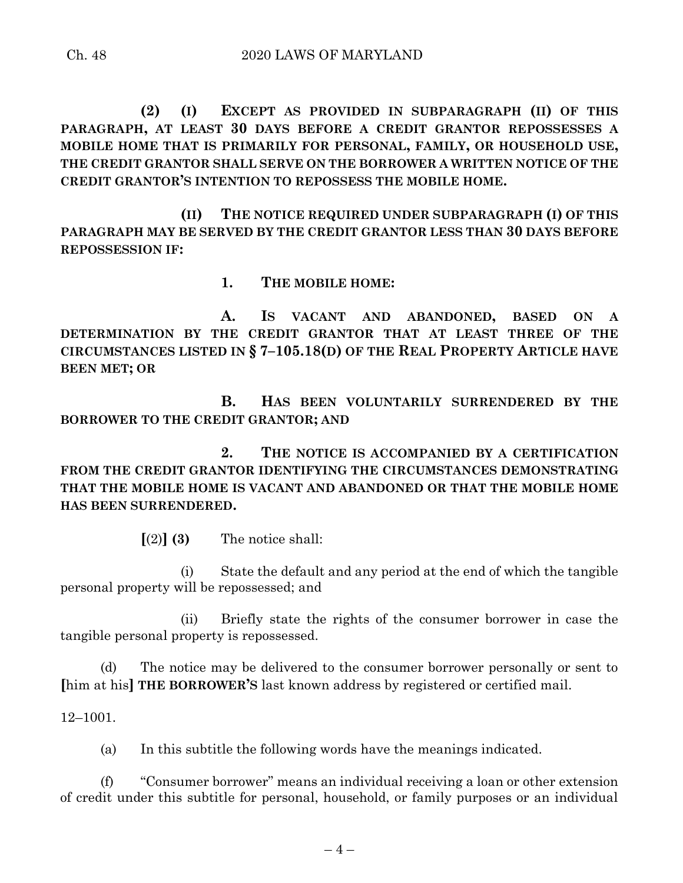**(2) (I) EXCEPT AS PROVIDED IN SUBPARAGRAPH (II) OF THIS PARAGRAPH, AT LEAST 30 DAYS BEFORE A CREDIT GRANTOR REPOSSESSES A MOBILE HOME THAT IS PRIMARILY FOR PERSONAL, FAMILY, OR HOUSEHOLD USE, THE CREDIT GRANTOR SHALL SERVE ON THE BORROWER A WRITTEN NOTICE OF THE CREDIT GRANTOR'S INTENTION TO REPOSSESS THE MOBILE HOME.**

**(II) THE NOTICE REQUIRED UNDER SUBPARAGRAPH (I) OF THIS PARAGRAPH MAY BE SERVED BY THE CREDIT GRANTOR LESS THAN 30 DAYS BEFORE REPOSSESSION IF:**

**1. THE MOBILE HOME:**

**A. IS VACANT AND ABANDONED, BASED ON A DETERMINATION BY THE CREDIT GRANTOR THAT AT LEAST THREE OF THE CIRCUMSTANCES LISTED IN § 7–105.18(D) OF THE REAL PROPERTY ARTICLE HAVE BEEN MET; OR**

**B. HAS BEEN VOLUNTARILY SURRENDERED BY THE BORROWER TO THE CREDIT GRANTOR; AND**

**2. THE NOTICE IS ACCOMPANIED BY A CERTIFICATION FROM THE CREDIT GRANTOR IDENTIFYING THE CIRCUMSTANCES DEMONSTRATING THAT THE MOBILE HOME IS VACANT AND ABANDONED OR THAT THE MOBILE HOME HAS BEEN SURRENDERED.**

**[**(2)**] (3)** The notice shall:

(i) State the default and any period at the end of which the tangible personal property will be repossessed; and

(ii) Briefly state the rights of the consumer borrower in case the tangible personal property is repossessed.

(d) The notice may be delivered to the consumer borrower personally or sent to **[**him at his**] THE BORROWER'S** last known address by registered or certified mail.

12–1001.

(a) In this subtitle the following words have the meanings indicated.

(f) "Consumer borrower" means an individual receiving a loan or other extension of credit under this subtitle for personal, household, or family purposes or an individual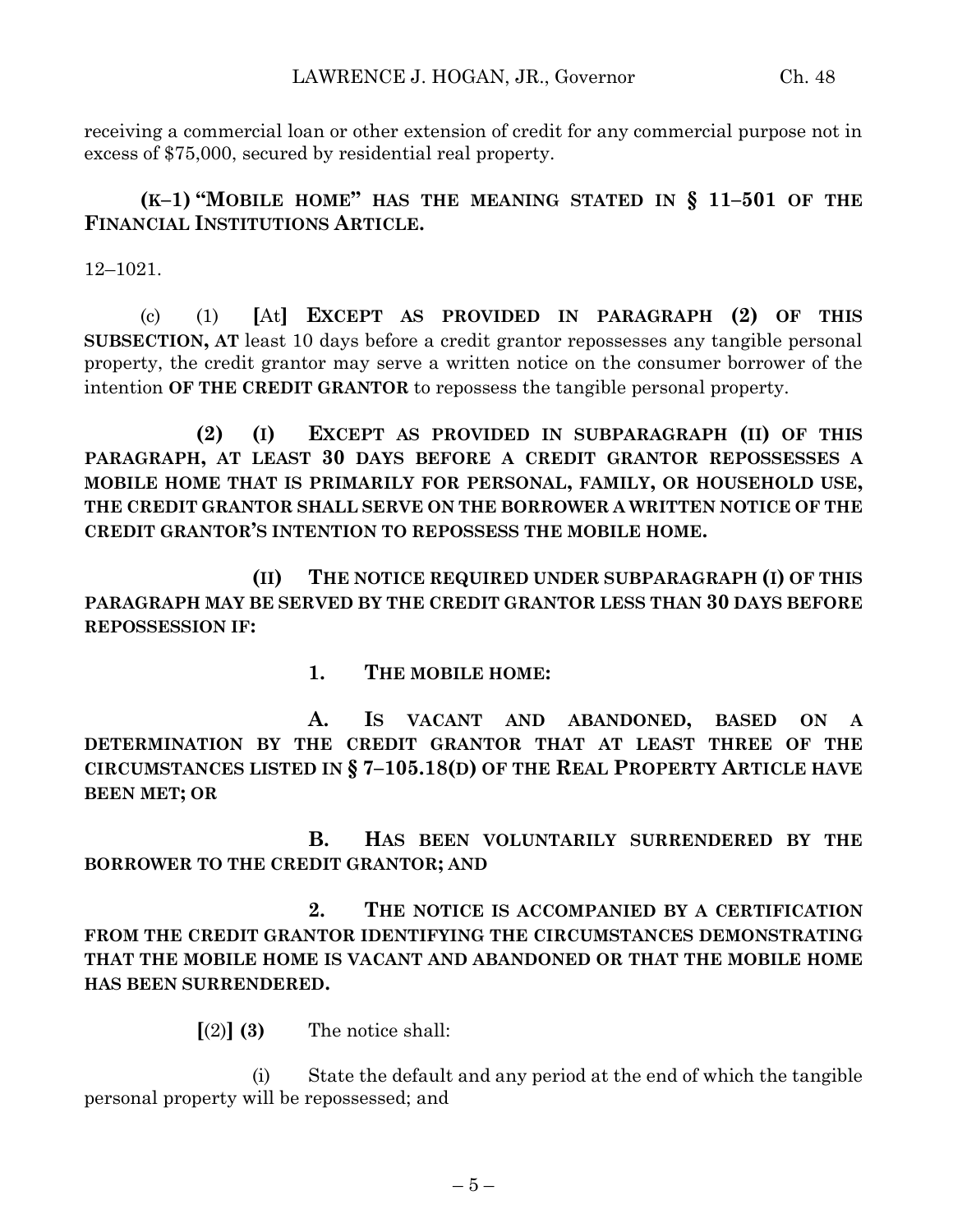receiving a commercial loan or other extension of credit for any commercial purpose not in excess of $75,000, secured by residential real property.

**(K–1) "MOBILE HOME" HAS THE MEANING STATED IN § 11–501 OF THE FINANCIAL INSTITUTIONS ARTICLE.**

12–1021.

(c) (1) **[**At**]** **EXCEPT AS PROVIDED IN PARAGRAPH (2) OF THIS SUBSECTION, AT** least 10 days before a credit grantor repossesses any tangible personal property, the credit grantor may serve a written notice on the consumer borrower of the intention **OF THE CREDIT GRANTOR** to repossess the tangible personal property.

**(2) (I) EXCEPT AS PROVIDED IN SUBPARAGRAPH (II) OF THIS PARAGRAPH, AT LEAST 30 DAYS BEFORE A CREDIT GRANTOR REPOSSESSES A MOBILE HOME THAT IS PRIMARILY FOR PERSONAL, FAMILY, OR HOUSEHOLD USE, THE CREDIT GRANTOR SHALL SERVE ON THE BORROWER A WRITTEN NOTICE OF THE CREDIT GRANTOR'S INTENTION TO REPOSSESS THE MOBILE HOME.**

**(II) THE NOTICE REQUIRED UNDER SUBPARAGRAPH (I) OF THIS PARAGRAPH MAY BE SERVED BY THE CREDIT GRANTOR LESS THAN 30 DAYS BEFORE REPOSSESSION IF:**

**1. THE MOBILE HOME:**

**A. IS VACANT AND ABANDONED, BASED ON A DETERMINATION BY THE CREDIT GRANTOR THAT AT LEAST THREE OF THE CIRCUMSTANCES LISTED IN § 7–105.18(D) OF THE REAL PROPERTY ARTICLE HAVE BEEN MET; OR**

**B. HAS BEEN VOLUNTARILY SURRENDERED BY THE BORROWER TO THE CREDIT GRANTOR; AND**

**2. THE NOTICE IS ACCOMPANIED BY A CERTIFICATION FROM THE CREDIT GRANTOR IDENTIFYING THE CIRCUMSTANCES DEMONSTRATING THAT THE MOBILE HOME IS VACANT AND ABANDONED OR THAT THE MOBILE HOME HAS BEEN SURRENDERED.**

**[**(2)**]** **(3)** The notice shall:

(i) State the default and any period at the end of which the tangible personal property will be repossessed; and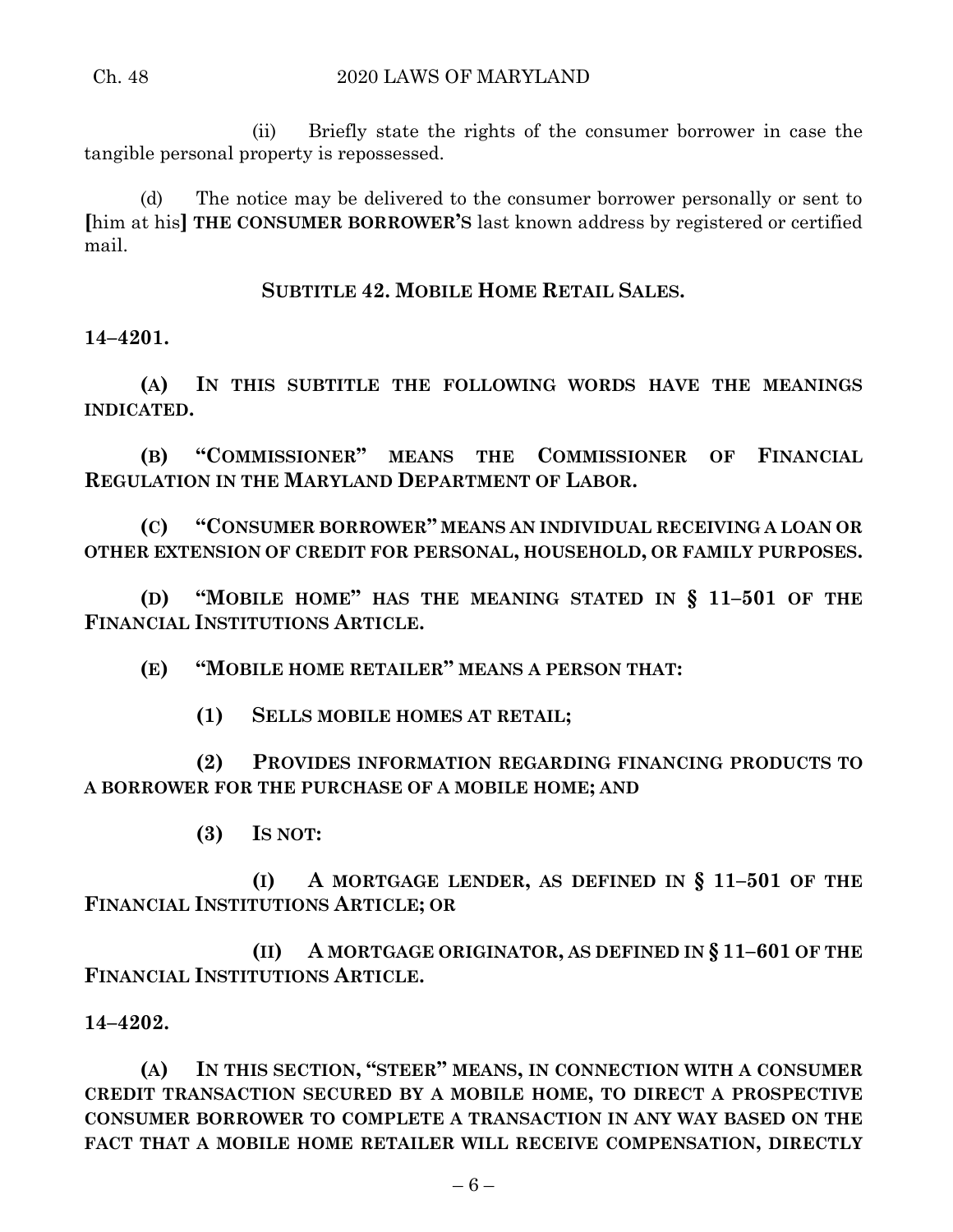(ii) Briefly state the rights of the consumer borrower in case the tangible personal property is repossessed.

(d) The notice may be delivered to the consumer borrower personally or sent to [him at his] **THE CONSUMER BORROWER'S** last known address by registered or certified mail.

**SUBTITLE 42. MOBILE HOME RETAIL SALES.**

**14–4201.**

**(A) IN THIS SUBTITLE THE FOLLOWING WORDS HAVE THE MEANINGS INDICATED.**

**(B) "COMMISSIONER" MEANS THE COMMISSIONER OF FINANCIAL REGULATION IN THE MARYLAND DEPARTMENT OF LABOR.**

**(C) "CONSUMER BORROWER" MEANS AN INDIVIDUAL RECEIVING A LOAN OR OTHER EXTENSION OF CREDIT FOR PERSONAL, HOUSEHOLD, OR FAMILY PURPOSES.**

**(D) "MOBILE HOME" HAS THE MEANING STATED IN § 11–501 OF THE FINANCIAL INSTITUTIONS ARTICLE.**

**(E) "MOBILE HOME RETAILER" MEANS A PERSON THAT:**

**(1) SELLS MOBILE HOMES AT RETAIL;**

**(2) PROVIDES INFORMATION REGARDING FINANCING PRODUCTS TO A BORROWER FOR THE PURCHASE OF A MOBILE HOME; AND**

**(3) IS NOT:**

**(I) A MORTGAGE LENDER, AS DEFINED IN § 11–501 OF THE FINANCIAL INSTITUTIONS ARTICLE; OR**

**(II) A MORTGAGE ORIGINATOR, AS DEFINED IN § 11–601 OF THE FINANCIAL INSTITUTIONS ARTICLE.**

**14–4202.**

**(A) IN THIS SECTION, "STEER" MEANS, IN CONNECTION WITH A CONSUMER CREDIT TRANSACTION SECURED BY A MOBILE HOME, TO DIRECT A PROSPECTIVE CONSUMER BORROWER TO COMPLETE A TRANSACTION IN ANY WAY BASED ON THE FACT THAT A MOBILE HOME RETAILER WILL RECEIVE COMPENSATION, DIRECTLY**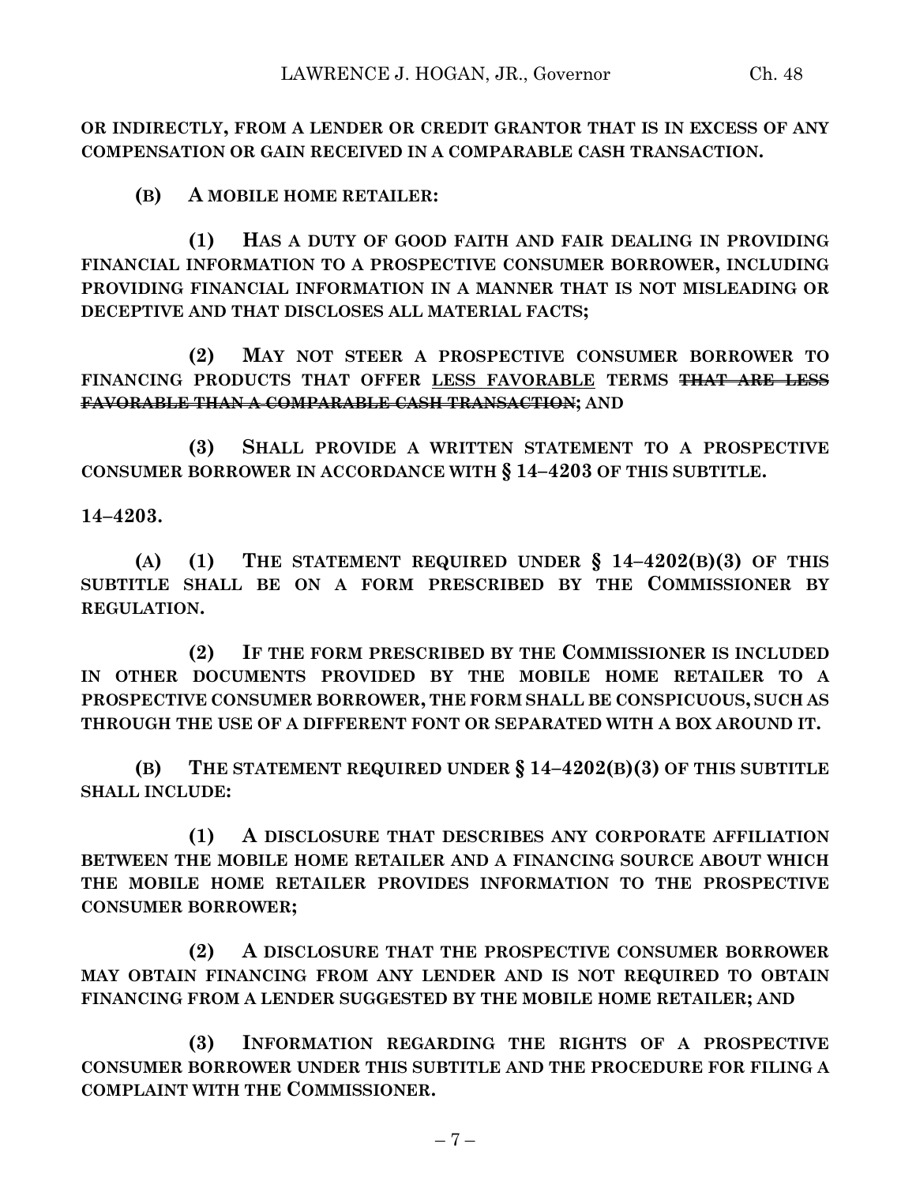**OR INDIRECTLY, FROM A LENDER OR CREDIT GRANTOR THAT IS IN EXCESS OF ANY COMPENSATION OR GAIN RECEIVED IN A COMPARABLE CASH TRANSACTION.**

**(B) A MOBILE HOME RETAILER:**

**(1) HAS A DUTY OF GOOD FAITH AND FAIR DEALING IN PROVIDING FINANCIAL INFORMATION TO A PROSPECTIVE CONSUMER BORROWER, INCLUDING PROVIDING FINANCIAL INFORMATION IN A MANNER THAT IS NOT MISLEADING OR DECEPTIVE AND THAT DISCLOSES ALL MATERIAL FACTS;**

**(2) MAY NOT STEER A PROSPECTIVE CONSUMER BORROWER TO FINANCING PRODUCTS THAT OFFER <u>LESS FAVORABLE</u> TERMS ~~THAT ARE LESS FAVORABLE THAN A COMPARABLE CASH TRANSACTION~~; AND**

**(3) SHALL PROVIDE A WRITTEN STATEMENT TO A PROSPECTIVE CONSUMER BORROWER IN ACCORDANCE WITH § 14–4203 OF THIS SUBTITLE.**

**14–4203.**

**(A) (1) THE STATEMENT REQUIRED UNDER § 14–4202(B)(3) OF THIS SUBTITLE SHALL BE ON A FORM PRESCRIBED BY THE COMMISSIONER BY REGULATION.**

**(2) IF THE FORM PRESCRIBED BY THE COMMISSIONER IS INCLUDED IN OTHER DOCUMENTS PROVIDED BY THE MOBILE HOME RETAILER TO A PROSPECTIVE CONSUMER BORROWER, THE FORM SHALL BE CONSPICUOUS, SUCH AS THROUGH THE USE OF A DIFFERENT FONT OR SEPARATED WITH A BOX AROUND IT.**

**(B) THE STATEMENT REQUIRED UNDER § 14–4202(B)(3) OF THIS SUBTITLE SHALL INCLUDE:**

**(1) A DISCLOSURE THAT DESCRIBES ANY CORPORATE AFFILIATION BETWEEN THE MOBILE HOME RETAILER AND A FINANCING SOURCE ABOUT WHICH THE MOBILE HOME RETAILER PROVIDES INFORMATION TO THE PROSPECTIVE CONSUMER BORROWER;**

**(2) A DISCLOSURE THAT THE PROSPECTIVE CONSUMER BORROWER MAY OBTAIN FINANCING FROM ANY LENDER AND IS NOT REQUIRED TO OBTAIN FINANCING FROM A LENDER SUGGESTED BY THE MOBILE HOME RETAILER; AND**

**(3) INFORMATION REGARDING THE RIGHTS OF A PROSPECTIVE CONSUMER BORROWER UNDER THIS SUBTITLE AND THE PROCEDURE FOR FILING A COMPLAINT WITH THE COMMISSIONER.**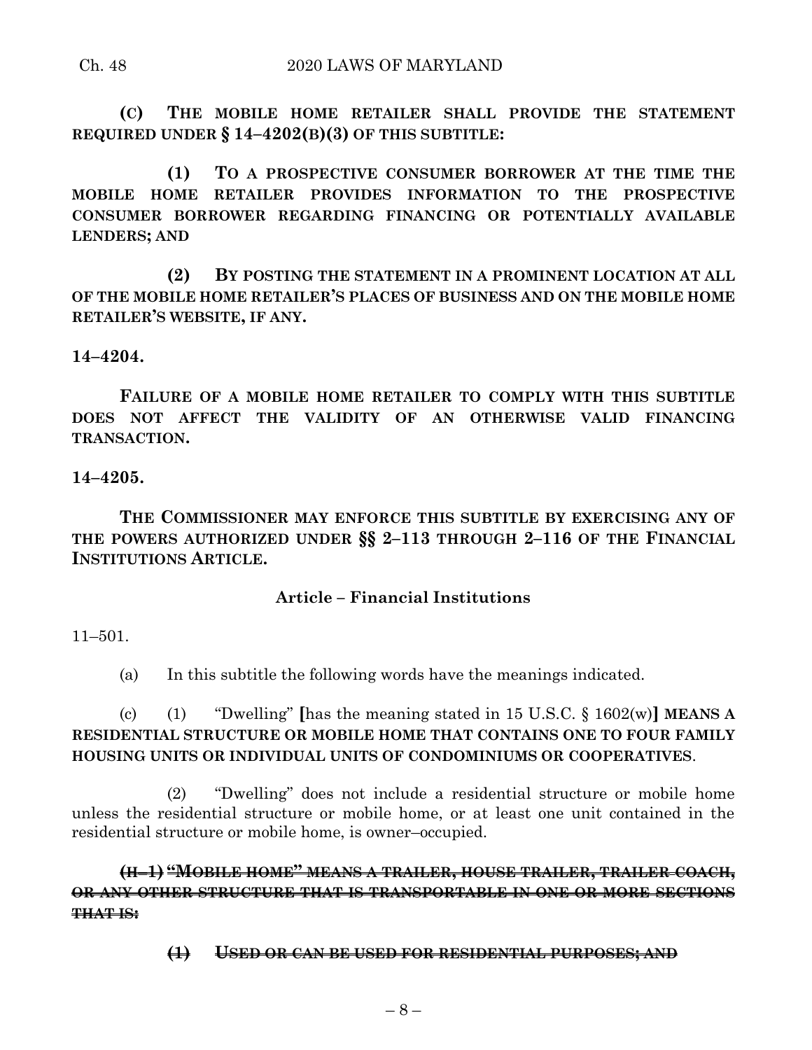**(C) THE MOBILE HOME RETAILER SHALL PROVIDE THE STATEMENT REQUIRED UNDER § 14–4202(B)(3) OF THIS SUBTITLE:**

**(1) TO A PROSPECTIVE CONSUMER BORROWER AT THE TIME THE MOBILE HOME RETAILER PROVIDES INFORMATION TO THE PROSPECTIVE CONSUMER BORROWER REGARDING FINANCING OR POTENTIALLY AVAILABLE LENDERS; AND**

**(2) BY POSTING THE STATEMENT IN A PROMINENT LOCATION AT ALL OF THE MOBILE HOME RETAILER'S PLACES OF BUSINESS AND ON THE MOBILE HOME RETAILER'S WEBSITE, IF ANY.**

**14–4204.**

**FAILURE OF A MOBILE HOME RETAILER TO COMPLY WITH THIS SUBTITLE DOES NOT AFFECT THE VALIDITY OF AN OTHERWISE VALID FINANCING TRANSACTION.**

**14–4205.**

**THE COMMISSIONER MAY ENFORCE THIS SUBTITLE BY EXERCISING ANY OF THE POWERS AUTHORIZED UNDER §§ 2–113 THROUGH 2–116 OF THE FINANCIAL INSTITUTIONS ARTICLE.**

**Article – Financial Institutions**

11–501.

(a) In this subtitle the following words have the meanings indicated.

(c) (1) "Dwelling" [has the meaning stated in 15 U.S.C. § 1602(w)] **MEANS A RESIDENTIAL STRUCTURE OR MOBILE HOME THAT CONTAINS ONE TO FOUR FAMILY HOUSING UNITS OR INDIVIDUAL UNITS OF CONDOMINIUMS OR COOPERATIVES**.

(2) "Dwelling" does not include a residential structure or mobile home unless the residential structure or mobile home, or at least one unit contained in the residential structure or mobile home, is owner–occupied.

~~**(H–1) "MOBILE HOME" MEANS A TRAILER, HOUSE TRAILER, TRAILER COACH, OR ANY OTHER STRUCTURE THAT IS TRANSPORTABLE IN ONE OR MORE SECTIONS THAT IS:**~~

~~**(1) USED OR CAN BE USED FOR RESIDENTIAL PURPOSES; AND**~~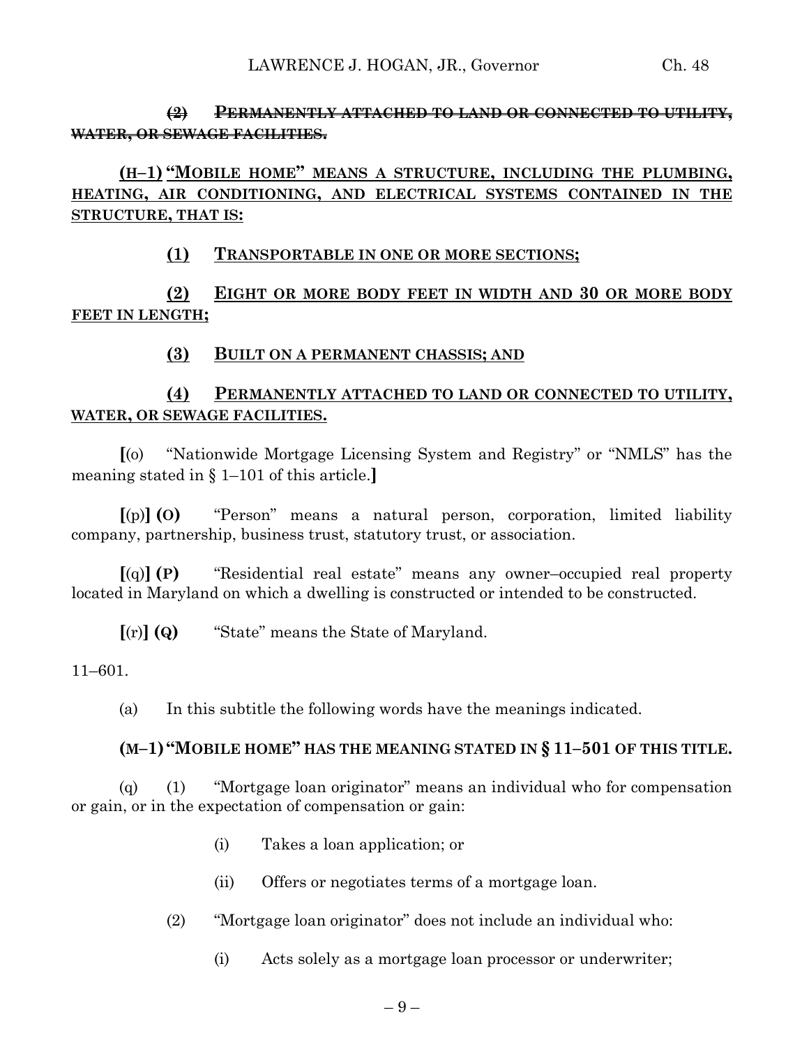~~(2) PERMANENTLY ATTACHED TO LAND OR CONNECTED TO UTILITY, WATER, OR SEWAGE FACILITIES.~~

**(H–1) "MOBILE HOME" MEANS A STRUCTURE, INCLUDING THE PLUMBING, HEATING, AIR CONDITIONING, AND ELECTRICAL SYSTEMS CONTAINED IN THE STRUCTURE, THAT IS:**

**(1) TRANSPORTABLE IN ONE OR MORE SECTIONS;**

**(2) EIGHT OR MORE BODY FEET IN WIDTH AND 30 OR MORE BODY FEET IN LENGTH;**

**(3) BUILT ON A PERMANENT CHASSIS; AND**

**(4) PERMANENTLY ATTACHED TO LAND OR CONNECTED TO UTILITY, WATER, OR SEWAGE FACILITIES.**

**[**(o) "Nationwide Mortgage Licensing System and Registry" or "NMLS" has the meaning stated in § 1–101 of this article.**]**

**[**(p)**] (O)** "Person" means a natural person, corporation, limited liability company, partnership, business trust, statutory trust, or association.

**[**(q)**] (P)** "Residential real estate" means any owner–occupied real property located in Maryland on which a dwelling is constructed or intended to be constructed.

**[**(r)**] (Q)** "State" means the State of Maryland.

11–601.

(a) In this subtitle the following words have the meanings indicated.

**(M–1) "MOBILE HOME" HAS THE MEANING STATED IN § 11–501 OF THIS TITLE.**

(q) (1) "Mortgage loan originator" means an individual who for compensation or gain, or in the expectation of compensation or gain:

(i) Takes a loan application; or

(ii) Offers or negotiates terms of a mortgage loan.

(2) "Mortgage loan originator" does not include an individual who:

(i) Acts solely as a mortgage loan processor or underwriter;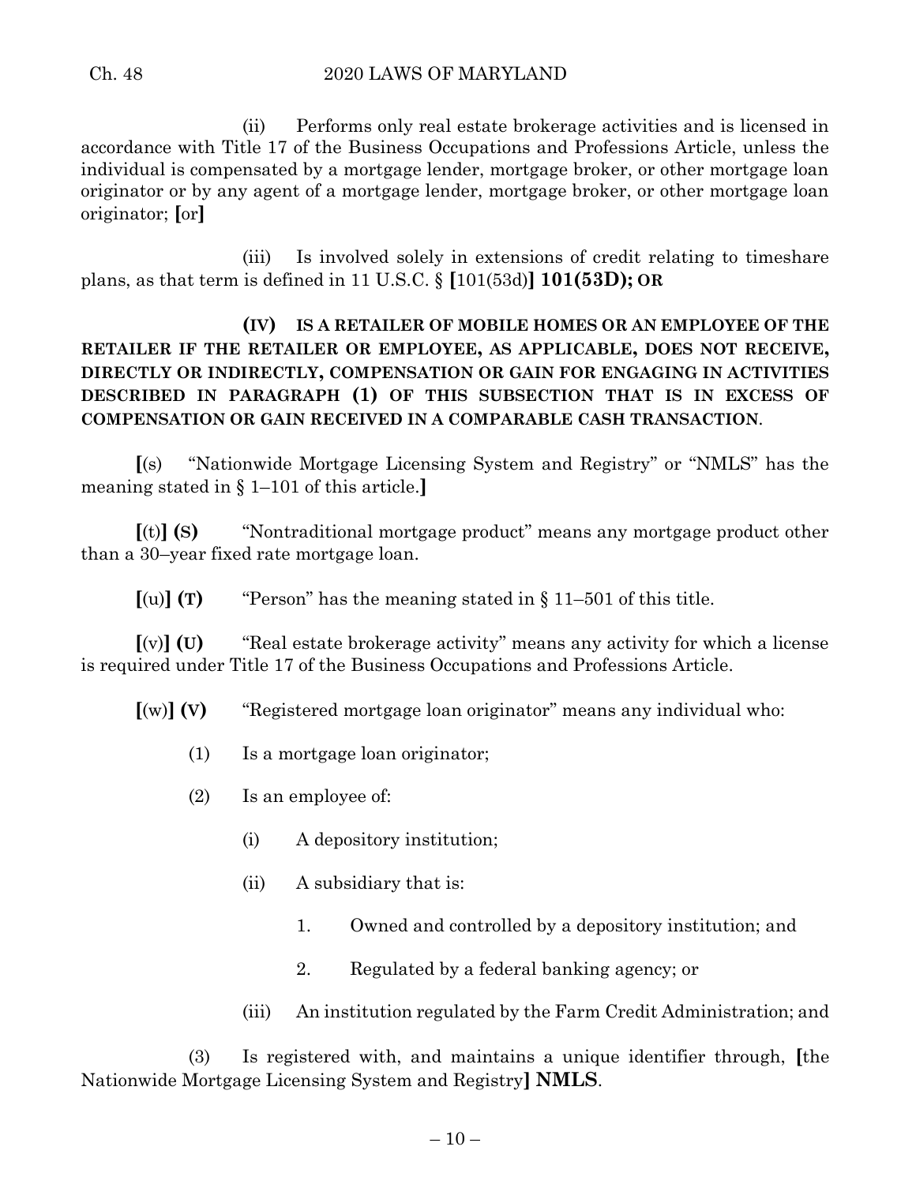(ii) Performs only real estate brokerage activities and is licensed in accordance with Title 17 of the Business Occupations and Professions Article, unless the individual is compensated by a mortgage lender, mortgage broker, or other mortgage loan originator or by any agent of a mortgage lender, mortgage broker, or other mortgage loan originator; **[**or**]**

(iii) Is involved solely in extensions of credit relating to timeshare plans, as that term is defined in 11 U.S.C. § **[**101(53d)**] 101(53D); OR**

**(IV) IS A RETAILER OF MOBILE HOMES OR AN EMPLOYEE OF THE RETAILER IF THE RETAILER OR EMPLOYEE, AS APPLICABLE, DOES NOT RECEIVE, DIRECTLY OR INDIRECTLY, COMPENSATION OR GAIN FOR ENGAGING IN ACTIVITIES DESCRIBED IN PARAGRAPH (1) OF THIS SUBSECTION THAT IS IN EXCESS OF COMPENSATION OR GAIN RECEIVED IN A COMPARABLE CASH TRANSACTION**.

**[**(s) "Nationwide Mortgage Licensing System and Registry" or "NMLS" has the meaning stated in § 1–101 of this article.**]**

**[**(t)**] (S)** "Nontraditional mortgage product" means any mortgage product other than a 30–year fixed rate mortgage loan.

**[**(u)**] (T)** "Person" has the meaning stated in § 11–501 of this title.

**[**(v)**] (U)** "Real estate brokerage activity" means any activity for which a license is required under Title 17 of the Business Occupations and Professions Article.

**[**(w)**] (V)** "Registered mortgage loan originator" means any individual who:

(1) Is a mortgage loan originator;

(2) Is an employee of:

(i) A depository institution;

(ii) A subsidiary that is:

1. Owned and controlled by a depository institution; and

2. Regulated by a federal banking agency; or

(iii) An institution regulated by the Farm Credit Administration; and

(3) Is registered with, and maintains a unique identifier through, **[**the Nationwide Mortgage Licensing System and Registry**] NMLS**.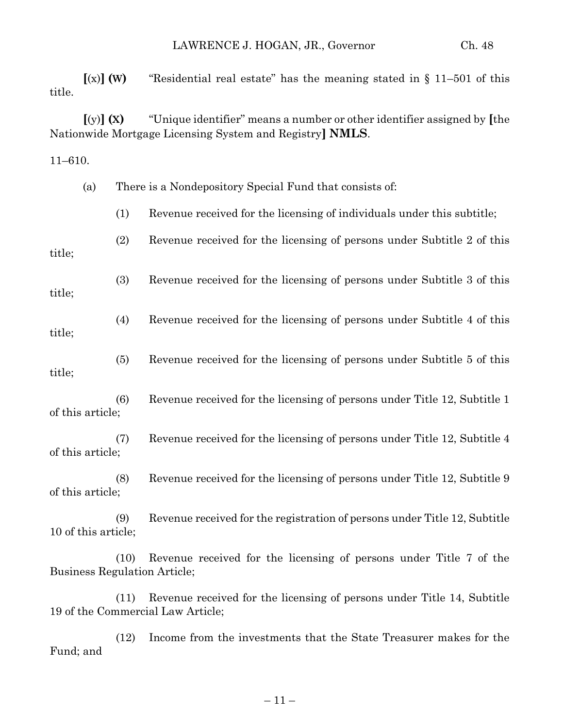**[**(x)**] (W)** "Residential real estate" has the meaning stated in § 11–501 of this title.

**[**(y)**] (X)** "Unique identifier" means a number or other identifier assigned by **[**the Nationwide Mortgage Licensing System and Registry**] NMLS**.

11–610.

(a) There is a Nondepository Special Fund that consists of:

(1) Revenue received for the licensing of individuals under this subtitle;

(2) Revenue received for the licensing of persons under Subtitle 2 of this title;

(3) Revenue received for the licensing of persons under Subtitle 3 of this title;

(4) Revenue received for the licensing of persons under Subtitle 4 of this title;

(5) Revenue received for the licensing of persons under Subtitle 5 of this title;

(6) Revenue received for the licensing of persons under Title 12, Subtitle 1 of this article;

(7) Revenue received for the licensing of persons under Title 12, Subtitle 4 of this article;

(8) Revenue received for the licensing of persons under Title 12, Subtitle 9 of this article;

(9) Revenue received for the registration of persons under Title 12, Subtitle 10 of this article;

(10) Revenue received for the licensing of persons under Title 7 of the Business Regulation Article;

(11) Revenue received for the licensing of persons under Title 14, Subtitle 19 of the Commercial Law Article;

(12) Income from the investments that the State Treasurer makes for the Fund; and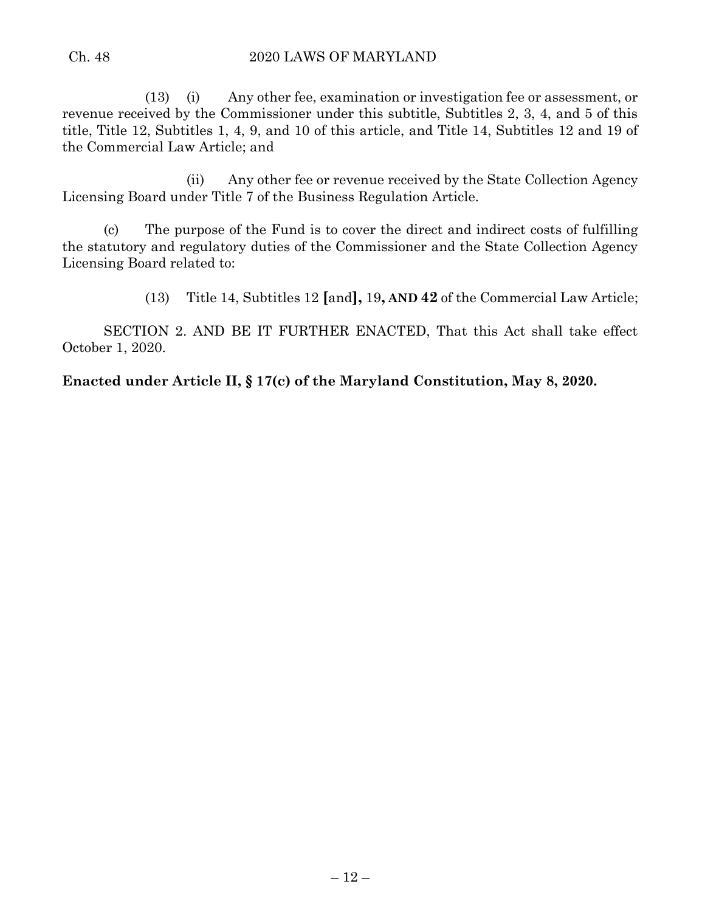(13) (i) Any other fee, examination or investigation fee or assessment, or revenue received by the Commissioner under this subtitle, Subtitles 2, 3, 4, and 5 of this title, Title 12, Subtitles 1, 4, 9, and 10 of this article, and Title 14, Subtitles 12 and 19 of the Commercial Law Article; and

(ii) Any other fee or revenue received by the State Collection Agency Licensing Board under Title 7 of the Business Regulation Article.

(c) The purpose of the Fund is to cover the direct and indirect costs of fulfilling the statutory and regulatory duties of the Commissioner and the State Collection Agency Licensing Board related to:

(13) Title 14, Subtitles 12 **[**and**]**, 19**, AND 42** of the Commercial Law Article;

SECTION 2. AND BE IT FURTHER ENACTED, That this Act shall take effect October 1, 2020.

**Enacted under Article II, § 17(c) of the Maryland Constitution, May 8, 2020.**